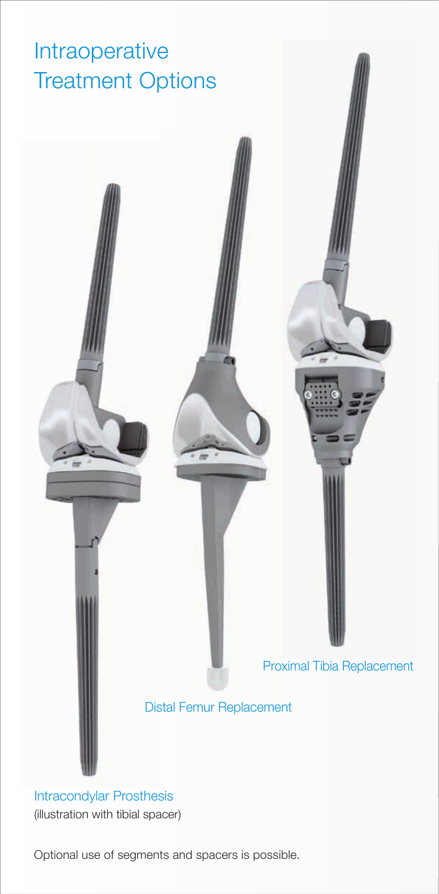# Intraoperative Treatment Options

Proximal Tibia Replacement

Distal Femur Replacement

Intracondylar Prosthesis
(illustration with tibial spacer)

Optional use of segments and spacers is possible.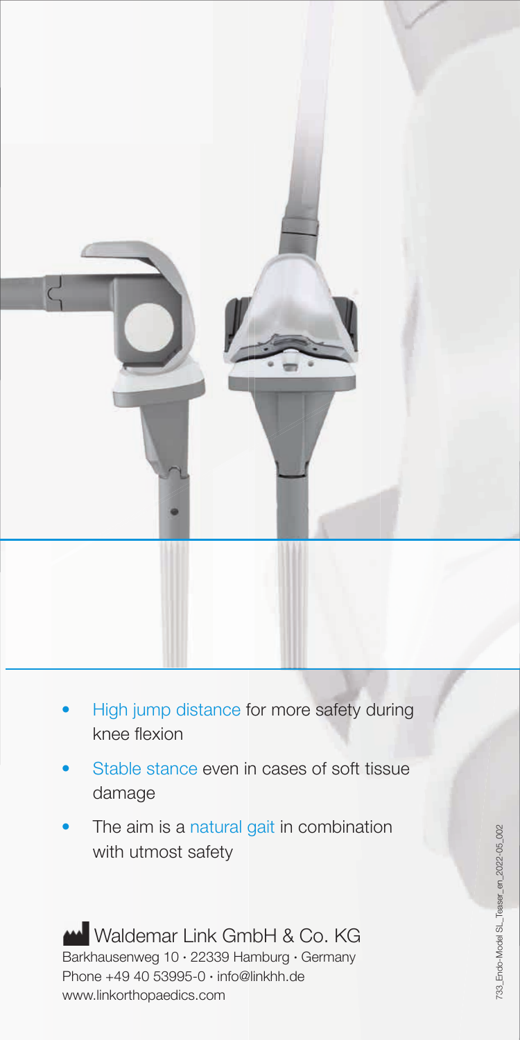- High jump distance for more safety during knee flexion
- Stable stance even in cases of soft tissue damage
- The aim is a natural gait in combination with utmost safety

Waldemar Link GmbH & Co. KG
Barkhausenweg 10 · 22339 Hamburg · Germany
Phone +49 40 53995-0 · info@linkhh.de
www.linkorthopaedics.com

733_Endo-Model SL_Teaser_en_2022-05_002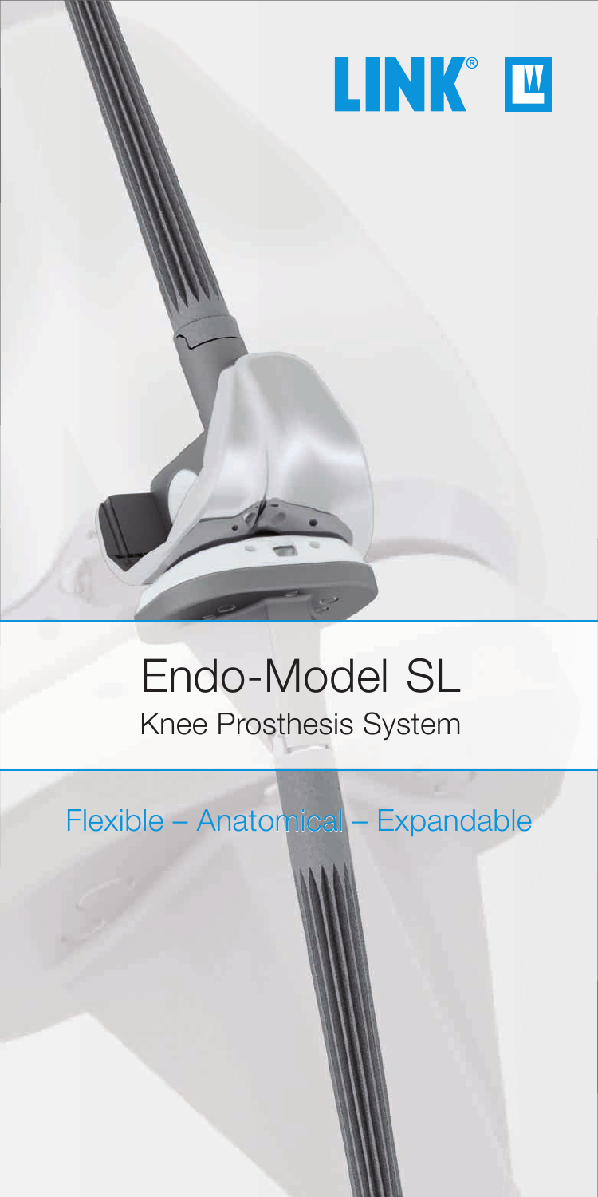LINK®

# Endo-Model SL

## Knee Prosthesis System

Flexible – Anatomical – Expandable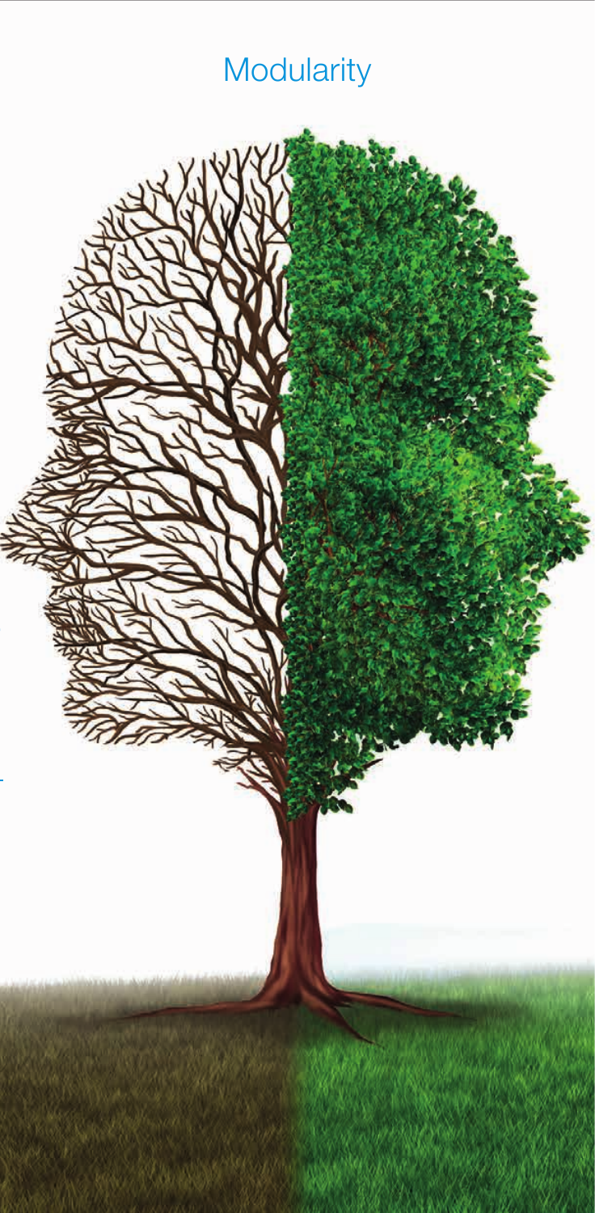# Modularity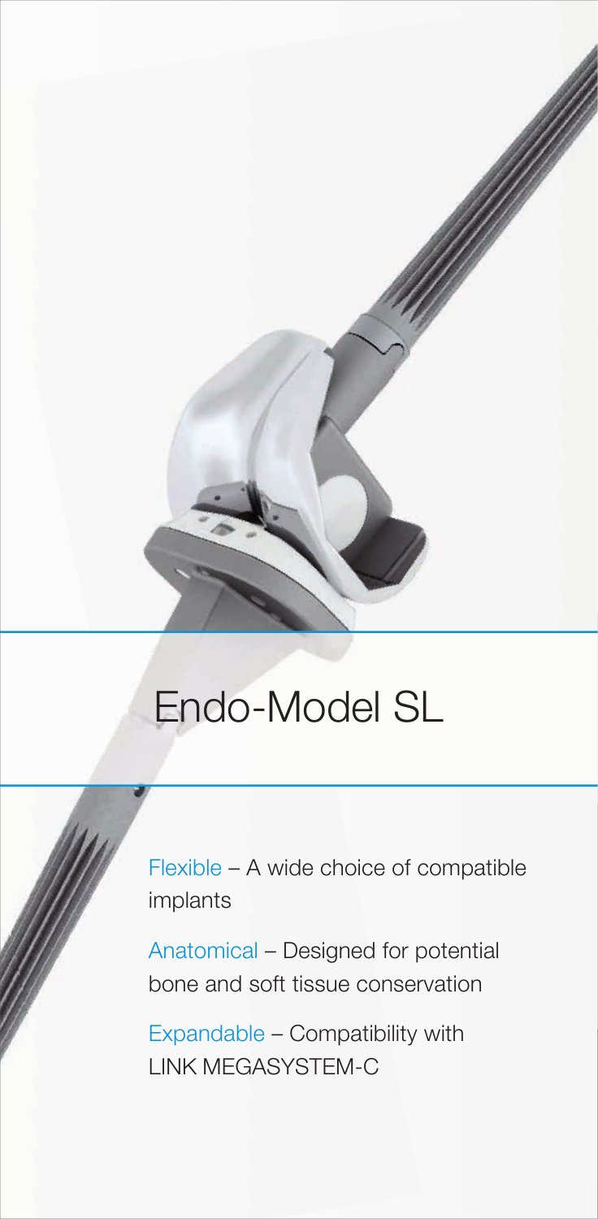# Endo-Model SL

Flexible – A wide choice of compatible implants

Anatomical – Designed for potential bone and soft tissue conservation

Expandable – Compatibility with LINK MEGASYSTEM-C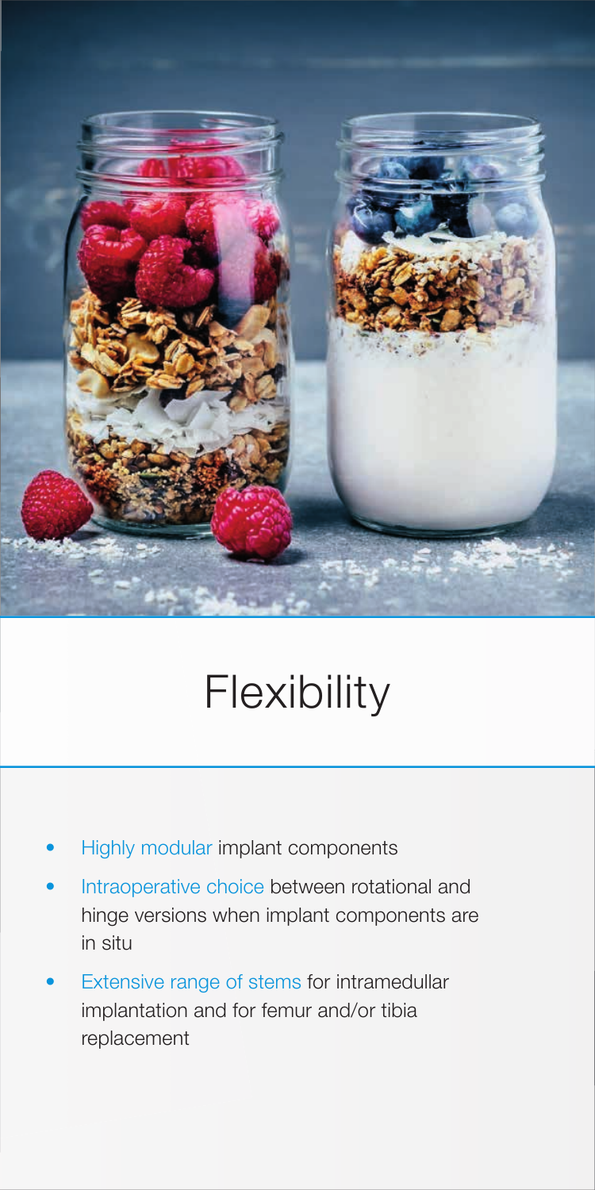# Flexibility

- Highly modular implant components
- Intraoperative choice between rotational and hinge versions when implant components are in situ
- Extensive range of stems for intramedullar implantation and for femur and/or tibia replacement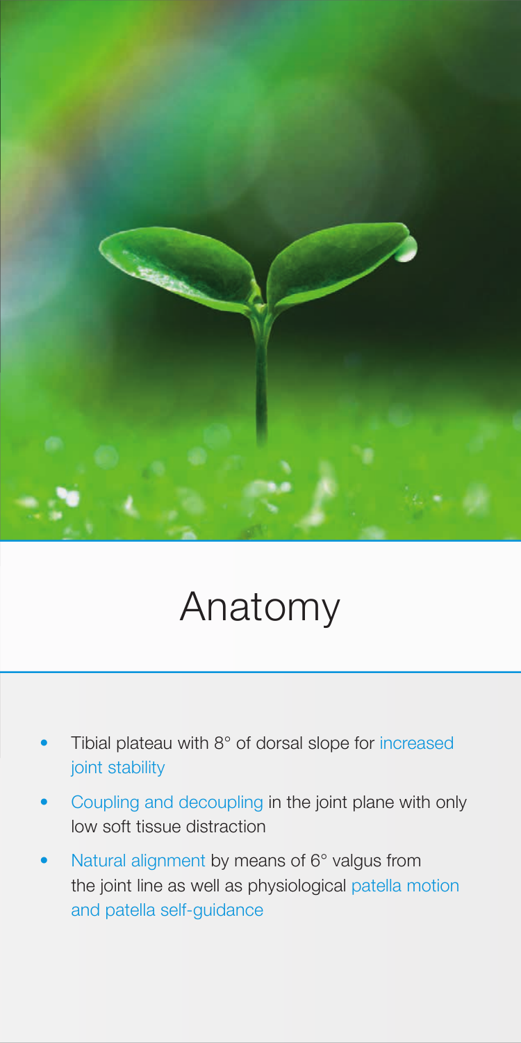# Anatomy

- Tibial plateau with 8° of dorsal slope for increased joint stability
- Coupling and decoupling in the joint plane with only low soft tissue distraction
- Natural alignment by means of 6° valgus from the joint line as well as physiological patella motion and patella self-guidance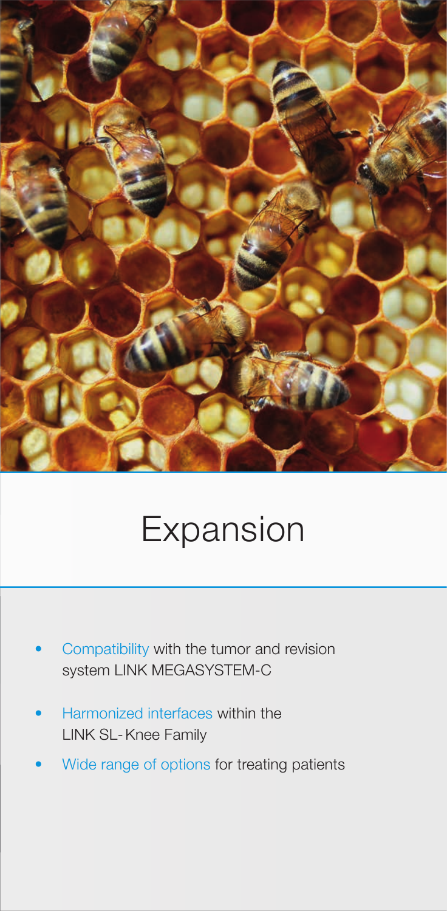# Expansion

- Compatibility with the tumor and revision system LINK MEGASYSTEM-C
- Harmonized interfaces within the LINK SL- Knee Family
- Wide range of options for treating patients